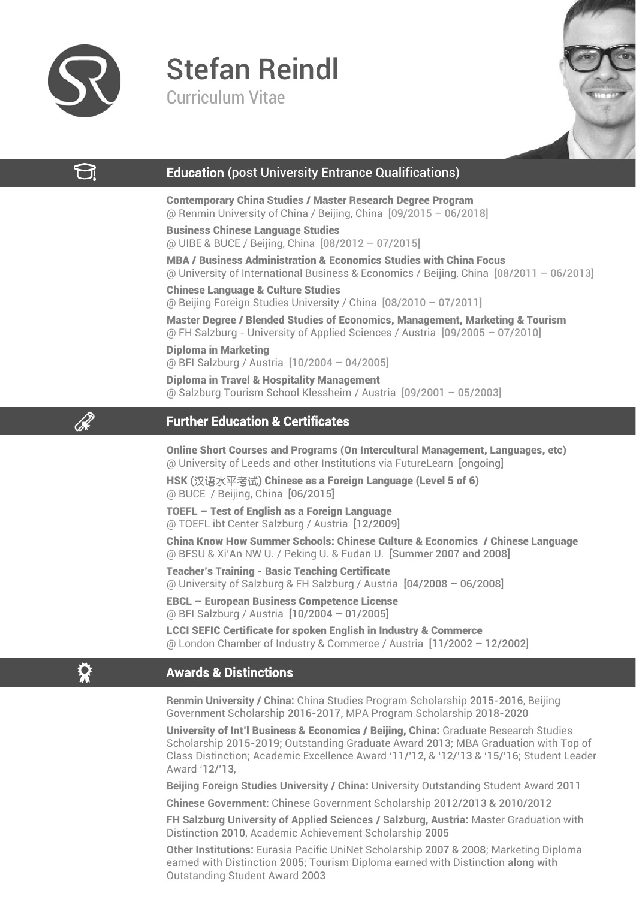# Stefan Reindl

Curriculum Vitae

## Education (post University Entrance Qualifications)

**Contemporary China Studies / Master Research Degree Program**
@ Renmin University of China / Beijing, China [09/2015 – 06/2018]

**Business Chinese Language Studies**
@ UIBE & BUCE / Beijing, China [08/2012 – 07/2015]

**MBA / Business Administration & Economics Studies with China Focus**
@ University of International Business & Economics / Beijing, China [08/2011 – 06/2013]

**Chinese Language & Culture Studies**
@ Beijing Foreign Studies University / China [08/2010 – 07/2011]

**Master Degree / Blended Studies of Economics, Management, Marketing & Tourism**
@ FH Salzburg - University of Applied Sciences / Austria [09/2005 – 07/2010]

**Diploma in Marketing**
@ BFI Salzburg / Austria [10/2004 – 04/2005]

**Diploma in Travel & Hospitality Management**
@ Salzburg Tourism School Klessheim / Austria [09/2001 – 05/2003]

## Further Education & Certificates

**Online Short Courses and Programs (On Intercultural Management, Languages, etc)**
@ University of Leeds and other Institutions via FutureLearn [ongoing]

**HSK (汉语水平考试) Chinese as a Foreign Language (Level 5 of 6)**
@ BUCE / Beijing, China [06/2015]

**TOEFL – Test of English as a Foreign Language**
@ TOEFL ibt Center Salzburg / Austria [12/2009]

**China Know How Summer Schools: Chinese Culture & Economics / Chinese Language**
@ BFSU & Xi'An NW U. / Peking U. & Fudan U. [Summer 2007 and 2008]

**Teacher's Training - Basic Teaching Certificate**
@ University of Salzburg & FH Salzburg / Austria [04/2008 – 06/2008]

**EBCL – European Business Competence License**
@ BFI Salzburg / Austria [10/2004 – 01/2005]

**LCCI SEFIC Certificate for spoken English in Industry & Commerce**
@ London Chamber of Industry & Commerce / Austria [11/2002 – 12/2002]

## Awards & Distinctions

**Renmin University / China:** China Studies Program Scholarship **2015-2016**, Beijing Government Scholarship **2016-2017**, MPA Program Scholarship **2018-2020**

**University of Int'l Business & Economics / Beijing, China:** Graduate Research Studies Scholarship **2015-2019**; Outstanding Graduate Award **2013**; MBA Graduation with Top of Class Distinction; Academic Excellence Award **'11/'12**, & **'12/'13** & **'15/'16**; Student Leader Award **'12/'13**,

**Beijing Foreign Studies University / China:** University Outstanding Student Award **2011**

**Chinese Government:** Chinese Government Scholarship **2012/2013 & 2010/2012**

**FH Salzburg University of Applied Sciences / Salzburg, Austria:** Master Graduation with Distinction **2010**, Academic Achievement Scholarship **2005**

**Other Institutions:** Eurasia Pacific UniNet Scholarship **2007 & 2008**; Marketing Diploma earned with Distinction **2005**; Tourism Diploma earned with Distinction **along with** Outstanding Student Award **2003**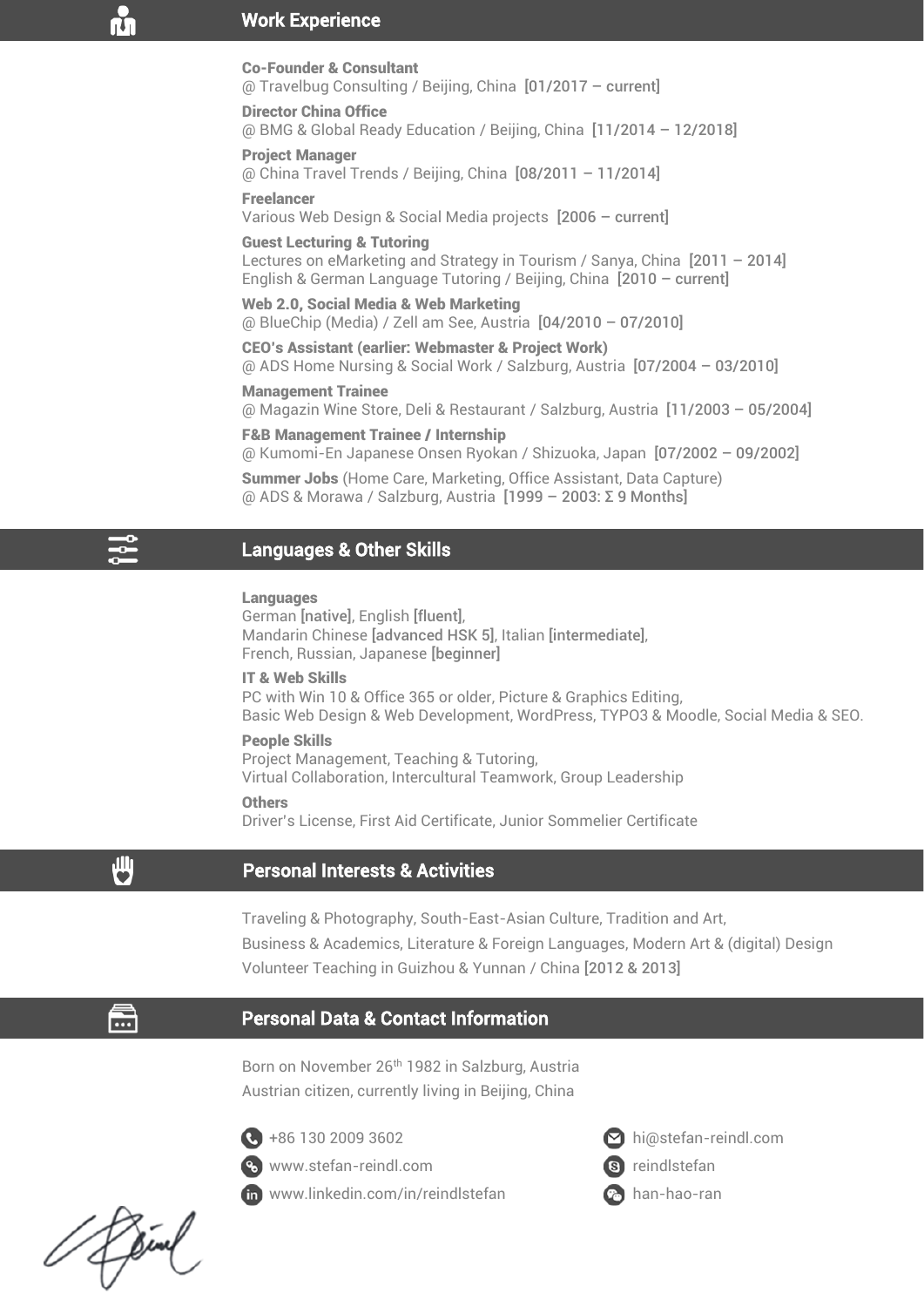## Work Experience

**Co-Founder & Consultant**
@ Travelbug Consulting / Beijing, China **[01/2017 – current]**

**Director China Office**
@ BMG & Global Ready Education / Beijing, China **[11/2014 – 12/2018]**

**Project Manager**
@ China Travel Trends / Beijing, China **[08/2011 – 11/2014]**

**Freelancer**
Various Web Design & Social Media projects **[2006 – current]**

**Guest Lecturing & Tutoring**
Lectures on eMarketing and Strategy in Tourism / Sanya, China **[2011 – 2014]**
English & German Language Tutoring / Beijing, China **[2010 – current]**

**Web 2.0, Social Media & Web Marketing**
@ BlueChip (Media) / Zell am See, Austria **[04/2010 – 07/2010]**

**CEO's Assistant (earlier: Webmaster & Project Work)**
@ ADS Home Nursing & Social Work / Salzburg, Austria **[07/2004 – 03/2010]**

**Management Trainee**
@ Magazin Wine Store, Deli & Restaurant / Salzburg, Austria **[11/2003 – 05/2004]**

**F&B Management Trainee / Internship**
@ Kumomi-En Japanese Onsen Ryokan / Shizuoka, Japan **[07/2002 – 09/2002]**

**Summer Jobs** (Home Care, Marketing, Office Assistant, Data Capture)
@ ADS & Morawa / Salzburg, Austria **[1999 – 2003: Σ 9 Months]**

## Languages & Other Skills

**Languages**
German **[native]**, English **[fluent]**,
Mandarin Chinese **[advanced HSK 5]**, Italian **[intermediate]**,
French, Russian, Japanese **[beginner]**

**IT & Web Skills**
PC with Win 10 & Office 365 or older, Picture & Graphics Editing,
Basic Web Design & Web Development, WordPress, TYPO3 & Moodle, Social Media & SEO.

**People Skills**
Project Management, Teaching & Tutoring,
Virtual Collaboration, Intercultural Teamwork, Group Leadership

**Others**
Driver's License, First Aid Certificate, Junior Sommelier Certificate

## Personal Interests & Activities

Traveling & Photography, South-East-Asian Culture, Tradition and Art,
Business & Academics, Literature & Foreign Languages, Modern Art & (digital) Design
Volunteer Teaching in Guizhou & Yunnan / China **[2012 & 2013]**

## Personal Data & Contact Information

Born on November 26th 1982 in Salzburg, Austria
Austrian citizen, currently living in Beijing, China

+86 130 2009 3602
www.stefan-reindl.com
www.linkedin.com/in/reindlstefan
hi@stefan-reindl.com
reindlstefan
han-hao-ran